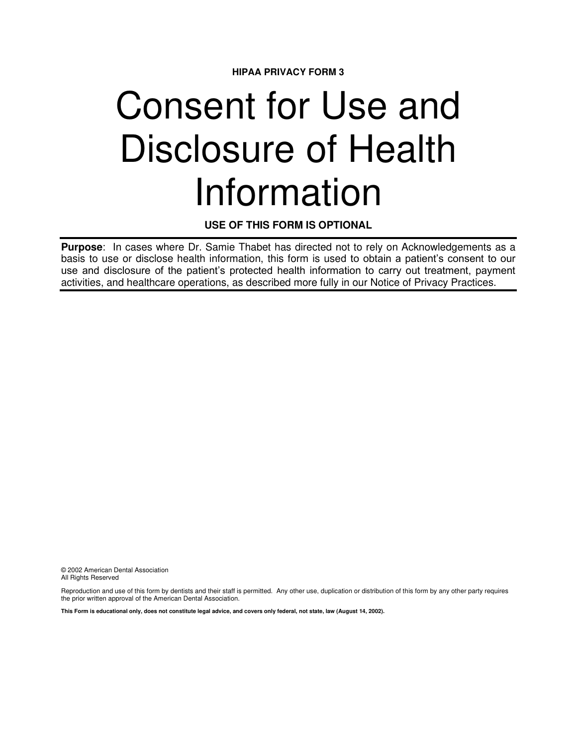**HIPAA PRIVACY FORM 3**

# Consent for Use and Disclosure of Health Information

**USE OF THIS FORM IS OPTIONAL**

---

**Purpose**: In cases where Dr. Samie Thabet has directed not to rely on Acknowledgements as a basis to use or disclose health information, this form is used to obtain a patient's consent to our use and disclosure of the patient's protected health information to carry out treatment, payment activities, and healthcare operations, as described more fully in our Notice of Privacy Practices.

---

© 2002 American Dental Association
All Rights Reserved

Reproduction and use of this form by dentists and their staff is permitted. Any other use, duplication or distribution of this form by any other party requires the prior written approval of the American Dental Association.

**This Form is educational only, does not constitute legal advice, and covers only federal, not state, law (August 14, 2002).**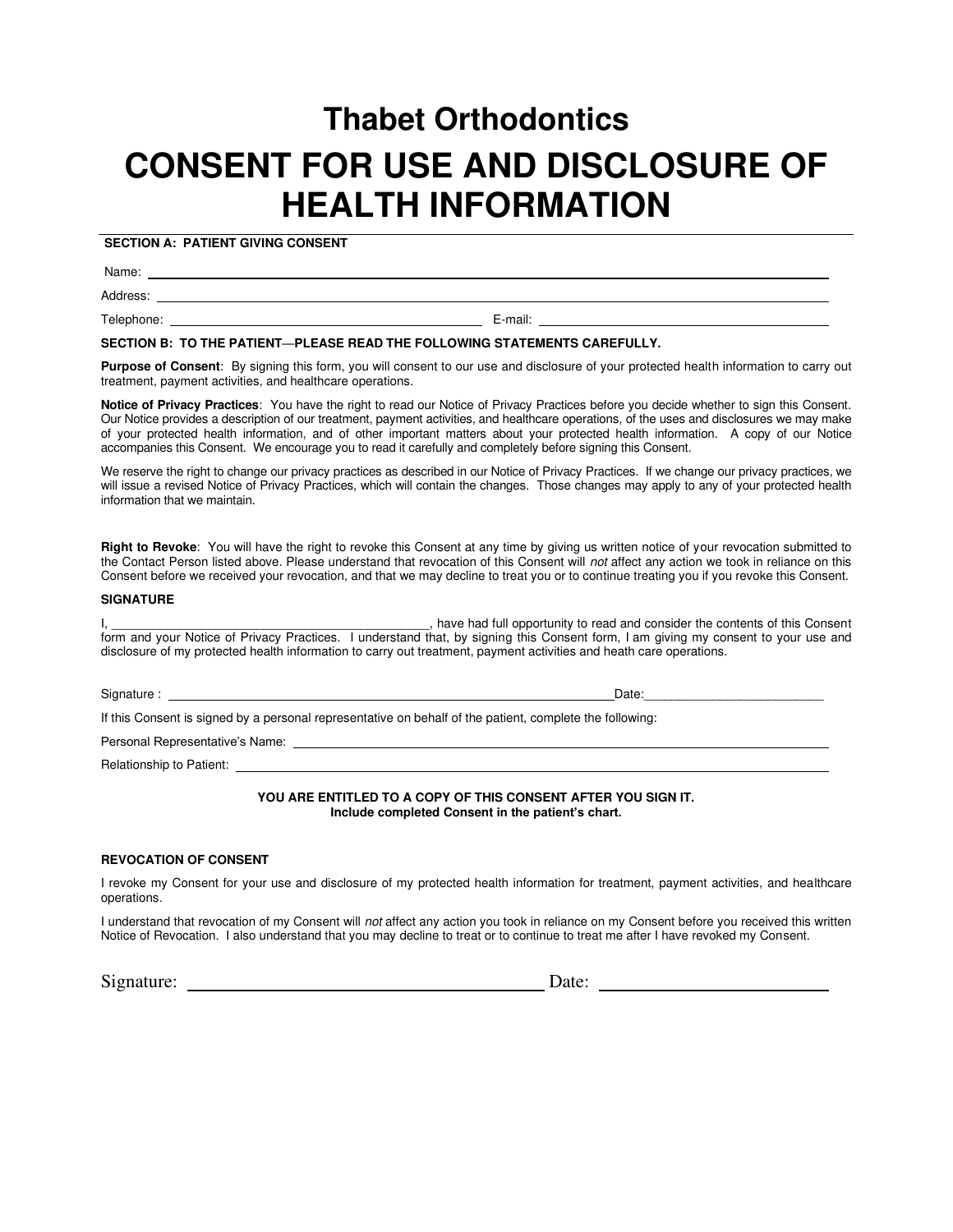# Thabet Orthodontics

# CONSENT FOR USE AND DISCLOSURE OF HEALTH INFORMATION

**SECTION A: PATIENT GIVING CONSENT**

Name: ______________________________________________

Address: ______________________________________________

Telephone: ______________________ E-mail: ______________________

**SECTION B: TO THE PATIENT—PLEASE READ THE FOLLOWING STATEMENTS CAREFULLY.**

**Purpose of Consent**: By signing this form, you will consent to our use and disclosure of your protected health information to carry out treatment, payment activities, and healthcare operations.

**Notice of Privacy Practices**: You have the right to read our Notice of Privacy Practices before you decide whether to sign this Consent. Our Notice provides a description of our treatment, payment activities, and healthcare operations, of the uses and disclosures we may make of your protected health information, and of other important matters about your protected health information. A copy of our Notice accompanies this Consent. We encourage you to read it carefully and completely before signing this Consent.

We reserve the right to change our privacy practices as described in our Notice of Privacy Practices. If we change our privacy practices, we will issue a revised Notice of Privacy Practices, which will contain the changes. Those changes may apply to any of your protected health information that we maintain.

**Right to Revoke**: You will have the right to revoke this Consent at any time by giving us written notice of your revocation submitted to the Contact Person listed above. Please understand that revocation of this Consent will *not* affect any action we took in reliance on this Consent before we received your revocation, and that we may decline to treat you or to continue treating you if you revoke this Consent.

**SIGNATURE**

I, ______________________________________________, have had full opportunity to read and consider the contents of this Consent form and your Notice of Privacy Practices. I understand that, by signing this Consent form, I am giving my consent to your use and disclosure of my protected health information to carry out treatment, payment activities and heath care operations.

Signature : ______________________________________ Date:__________________________

If this Consent is signed by a personal representative on behalf of the patient, complete the following:

Personal Representative's Name: ______________________________________________

Relationship to Patient: ______________________________________________

**YOU ARE ENTITLED TO A COPY OF THIS CONSENT AFTER YOU SIGN IT.**
**Include completed Consent in the patient's chart.**

**REVOCATION OF CONSENT**

I revoke my Consent for your use and disclosure of my protected health information for treatment, payment activities, and healthcare operations.

I understand that revocation of my Consent will *not* affect any action you took in reliance on my Consent before you received this written Notice of Revocation. I also understand that you may decline to treat or to continue to treat me after I have revoked my Consent.

Signature: ______________________________ Date: ______________________